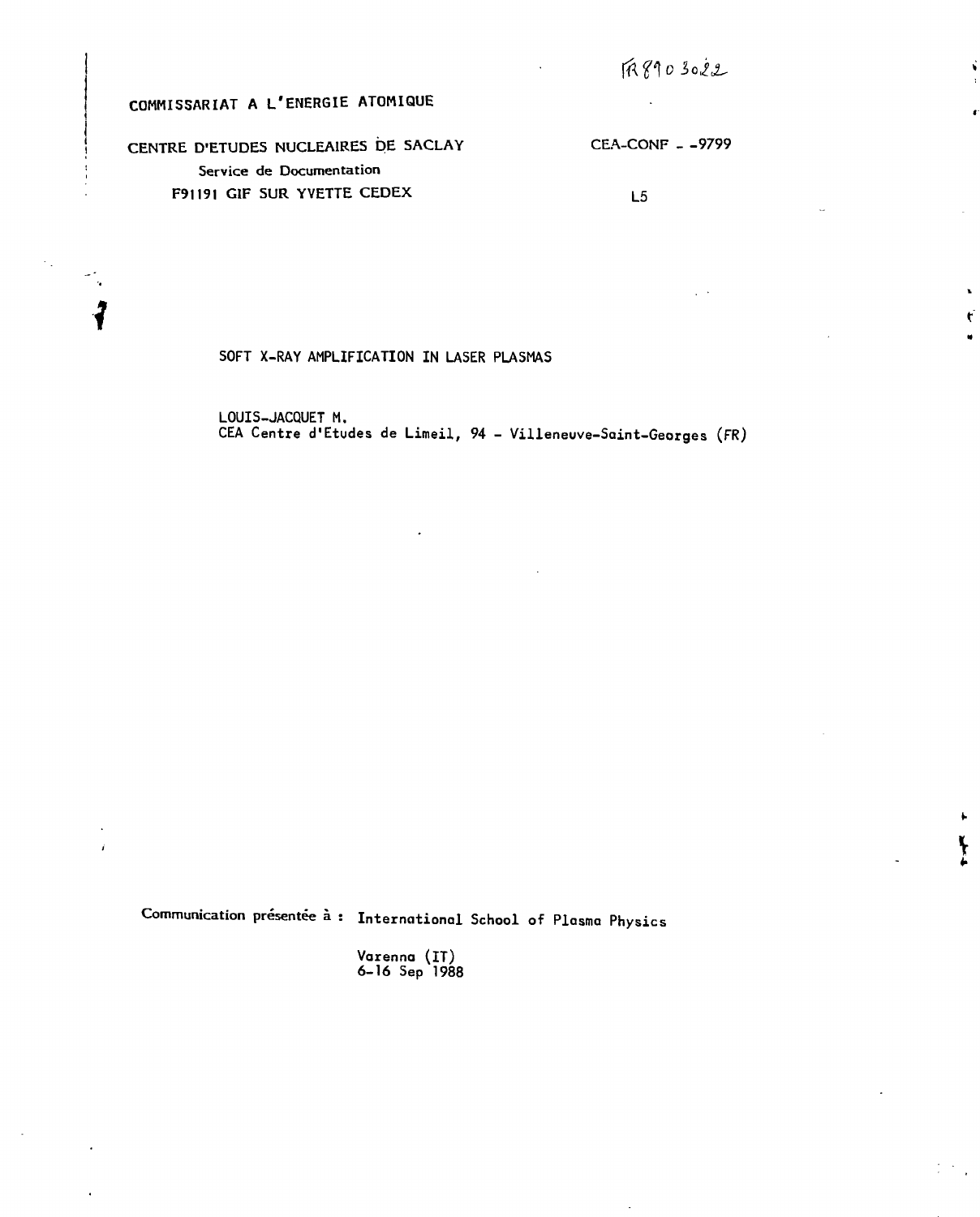FR8903022

COMMISSARIAT A L'ENERGIE ATOMIQUE

CENTRE D'ETUDES NUCLEAIRES DE SACLAY
Service de Documentation
F91191 GIF SUR YVETTE CEDEX

CEA-CONF - -9799

L5

# SOFT X-RAY AMPLIFICATION IN LASER PLASMAS

LOUIS-JACQUET M.
CEA Centre d'Etudes de Limeil, 94 - Villeneuve-Saint-Georges (FR)

Communication présentée à : International School of Plasma Physics

Varenna (IT)
6-16 Sep 1988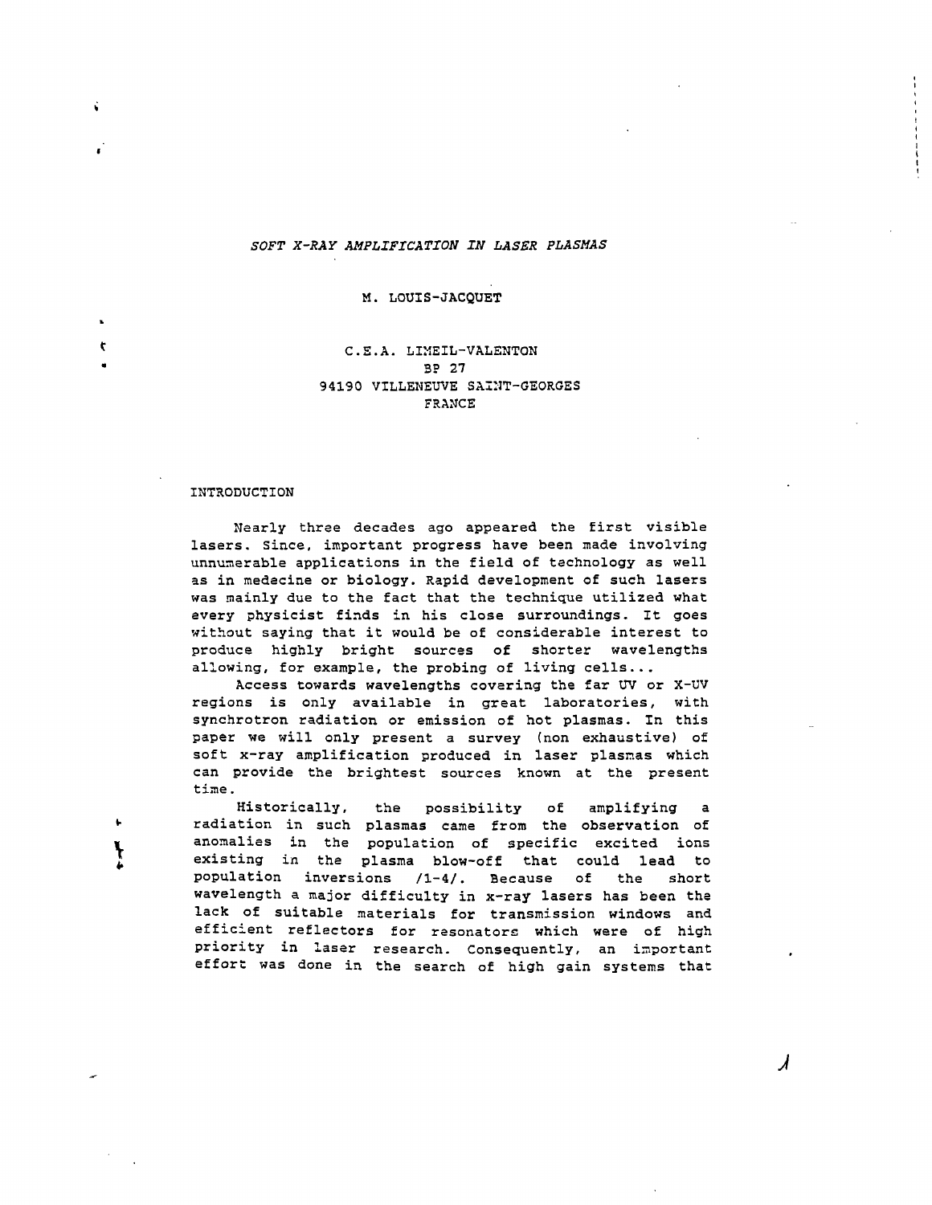*SOFT X-RAY AMPLIFICATION IN LASER PLASMAS*

M. LOUIS-JACQUET

C.E.A. LIMEIL-VALENTON
BP 27
94190 VILLENEUVE SAINT-GEORGES
FRANCE

## INTRODUCTION

Nearly three decades ago appeared the first visible lasers. Since, important progress have been made involving unnumerable applications in the field of technology as well as in medecine or biology. Rapid development of such lasers was mainly due to the fact that the technique utilized what every physicist finds in his close surroundings. It goes without saying that it would be of considerable interest to produce highly bright sources of shorter wavelengths allowing, for example, the probing of living cells...

Access towards wavelengths covering the far UV or X-UV regions is only available in great laboratories, with synchrotron radiation or emission of hot plasmas. In this paper we will only present a survey (non exhaustive) of soft x-ray amplification produced in laser plasmas which can provide the brightest sources known at the present time.

Historically, the possibility of amplifying a radiation in such plasmas came from the observation of anomalies in the population of specific excited ions existing in the plasma blow-off that could lead to population inversions /1-4/. Because of the short wavelength a major difficulty in x-ray lasers has been the lack of suitable materials for transmission windows and efficient reflectors for resonators which were of high priority in laser research. Consequently, an important effort was done in the search of high gain systems that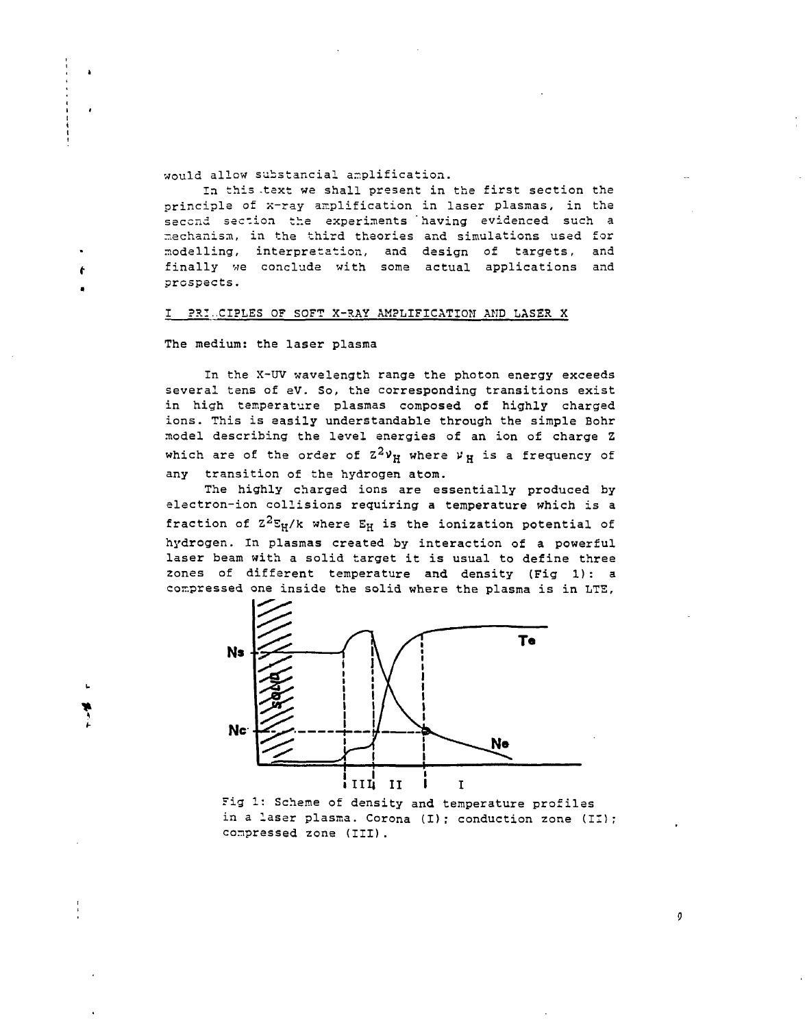would allow substancial amplification.

In this text we shall present in the first section the principle of x-ray amplification in laser plasmas, in the second section the experiments having evidenced such a mechanism, in the third theories and simulations used for modelling, interpretation, and design of targets, and finally we conclude with some actual applications and prospects.

## I PRINCIPLES OF SOFT X-RAY AMPLIFICATION AND LASER X

### The medium: the laser plasma

In the X-UV wavelength range the photon energy exceeds several tens of eV. So, the corresponding transitions exist in high temperature plasmas composed of highly charged ions. This is easily understandable through the simple Bohr model describing the level energies of an ion of charge Z which are of the order of $Z^2\nu_H$ where $\nu_H$ is a frequency of any transition of the hydrogen atom.

The highly charged ions are essentially produced by electron-ion collisions requiring a temperature which is a fraction of $Z^2E_H/k$ where $E_H$ is the ionization potential of hydrogen. In plasmas created by interaction of a powerful laser beam with a solid target it is usual to define three zones of different temperature and density (Fig 1): a compressed one inside the solid where the plasma is in LTE,

Fig 1: Scheme of density and temperature profiles in a laser plasma. Corona (I); conduction zone (II); compressed zone (III).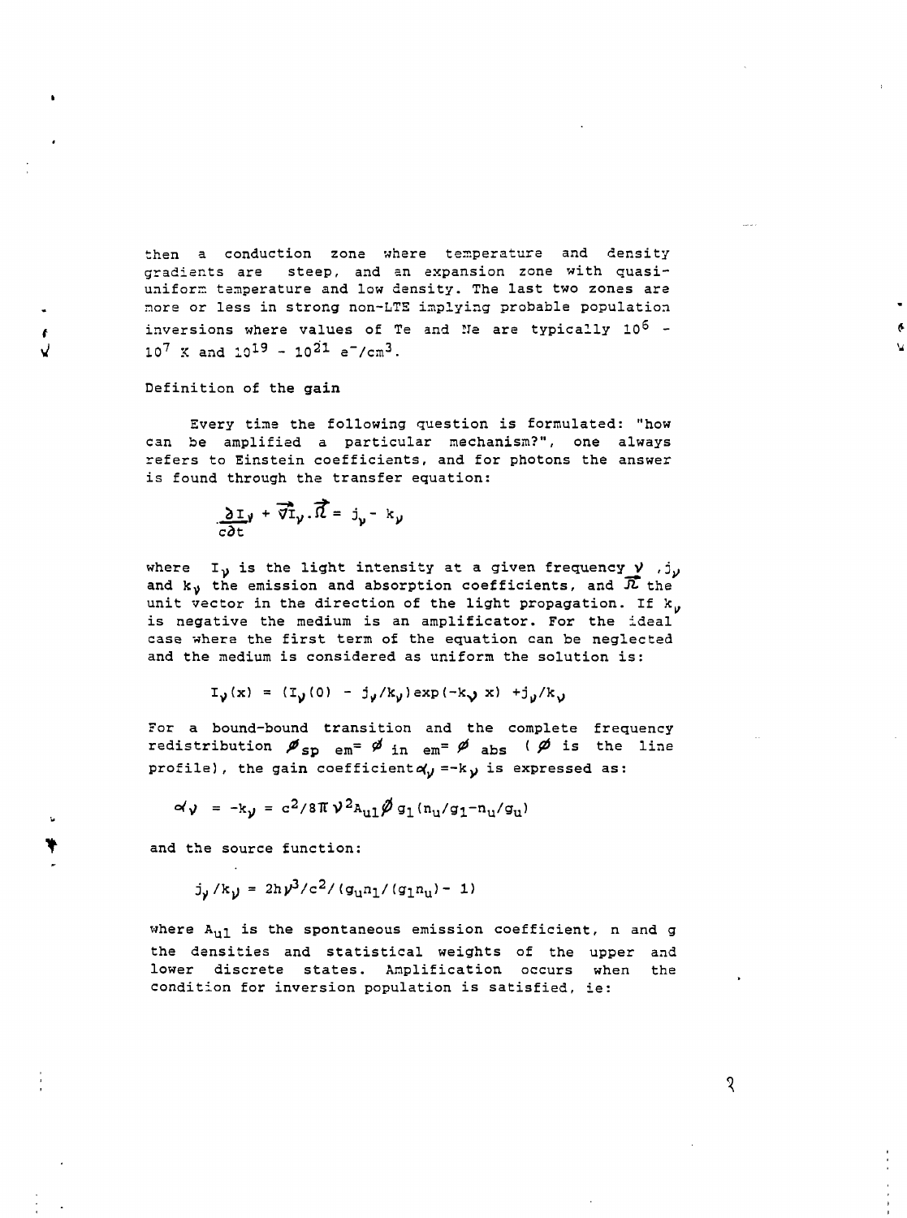then a conduction zone where temperature and density gradients are steep, and an expansion zone with quasi-uniform temperature and low density. The last two zones are more or less in strong non-LTE implying probable population inversions where values of Te and Ne are typically $10^6$ - $10^7$ K and $10^{19}$ - $10^{21}$ $e^-/cm^3$.

Definition of the gain

Every time the following question is formulated: "how can be amplified a particular mechanism?", one always refers to Einstein coefficients, and for photons the answer is found through the transfer equation:

$$\frac{\partial I_\nu}{c\partial t} + \vec{\nabla} I_\nu . \vec{\Omega} = j_\nu - k_\nu$$

where $I_\nu$ is the light intensity at a given frequency $\nu$ ,$j_\nu$ and $k_\nu$ the emission and absorption coefficients, and $\vec{\Omega}$ the unit vector in the direction of the light propagation. If $k_\nu$ is negative the medium is an amplificator. For the ideal case where the first term of the equation can be neglected and the medium is considered as uniform the solution is:

$$I_\nu(x) = (I_\nu(0) - j_\nu/k_\nu)\exp(-k_\nu x) + j_\nu/k_\nu$$

For a bound-bound transition and the complete frequency redistribution $\phi_{sp\ em} = \phi_{in\ em} = \phi_{abs}$ ( $\phi$ is the line profile), the gain coefficient $\alpha_\nu = -k_\nu$ is expressed as:

$$\alpha_\nu = -k_\nu = c^2/8\pi\nu^2 A_{ul}\phi\, g_l(n_u/g_l - n_u/g_u)$$

and the source function:

$$j_\nu/k_\nu = 2h\nu^3/c^2/(g_u n_l/(g_l n_u) - 1)$$

where $A_{ul}$ is the spontaneous emission coefficient, n and g the densities and statistical weights of the upper and lower discrete states. Amplification occurs when the condition for inversion population is satisfied, ie: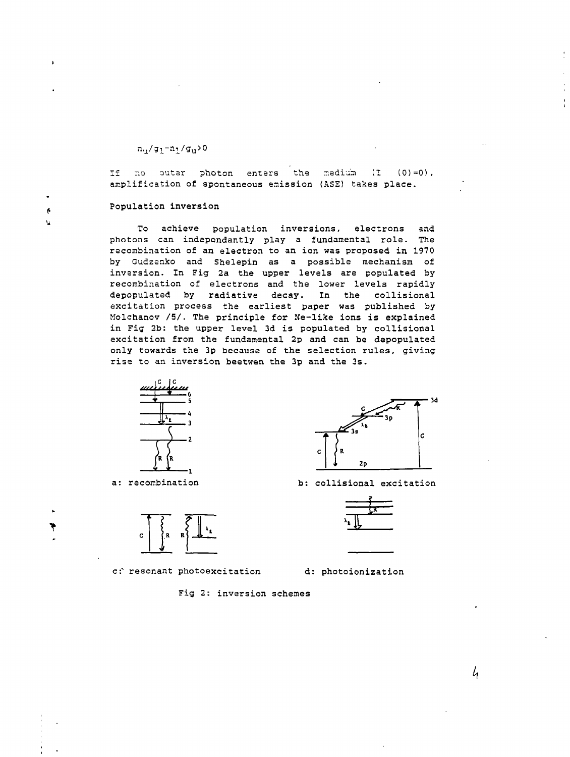$n_u/g_l - n_l/g_u > 0$

If no outer photon enters the medium ($I(0)=0$), amplification of spontaneous emission (ASE) takes place.

## Population inversion

To achieve population inversions, electrons and photons can independantly play a fundamental role. The recombination of an electron to an ion was proposed in 1970 by Gudzenko and Shelepin as a possible mechanism of inversion. In Fig 2a the upper levels are populated by recombination of electrons and the lower levels rapidly depopulated by radiative decay. In the collisional excitation process the earliest paper was published by Molchanov /5/. The principle for Ne-like ions is explained in Fig 2b: the upper level 3d is populated by collisional excitation from the fundamental 2p and can be depopulated only towards the 3p because of the selection rules, giving rise to an inversion beetwen the 3p and the 3s.

a: recombination

b: collisional excitation

c: resonant photoexcitation

d: photoionization

Fig 2: inversion schemes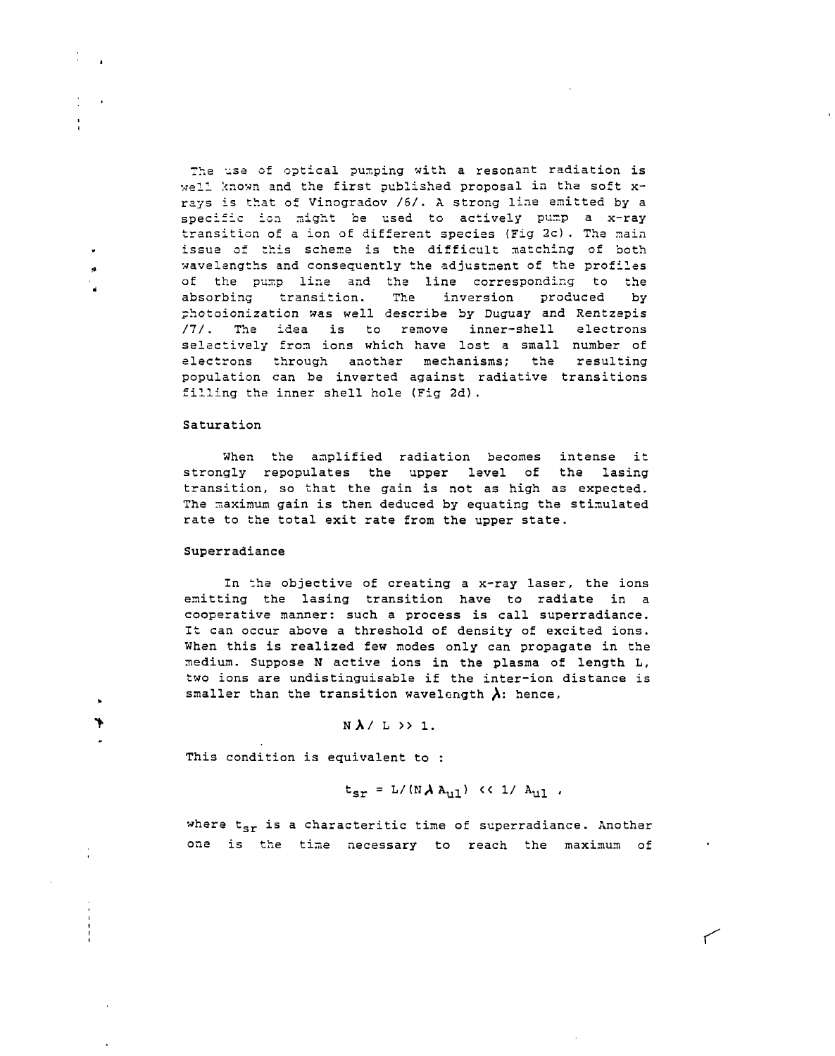The use of optical pumping with a resonant radiation is well known and the first published proposal in the soft x-rays is that of Vinogradov /6/. A strong line emitted by a specific ion might be used to actively pump a x-ray transition of a ion of different species (Fig 2c). The main issue of this scheme is the difficult matching of both wavelengths and consequently the adjustment of the profiles of the pump line and the line corresponding to the absorbing transition. The inversion produced by photoionization was well describe by Duguay and Rentzepis /7/. The idea is to remove inner-shell electrons selectively from ions which have lost a small number of electrons through another mechanisms; the resulting population can be inverted against radiative transitions filling the inner shell hole (Fig 2d).

### Saturation

When the amplified radiation becomes intense it strongly repopulates the upper level of the lasing transition, so that the gain is not as high as expected. The maximum gain is then deduced by equating the stimulated rate to the total exit rate from the upper state.

### Superradiance

In the objective of creating a x-ray laser, the ions emitting the lasing transition have to radiate in a cooperative manner: such a process is call superradiance. It can occur above a threshold of density of excited ions. When this is realized few modes only can propagate in the medium. Suppose N active ions in the plasma of length L, two ions are undistinguisable if the inter-ion distance is smaller than the transition wavelength $\lambda$: hence,

$$N \lambda / L \gg 1.$$

This condition is equivalent to :

$$t_{sr} = L/(N \lambda A_{ul}) \ll 1/ A_{ul} ,$$

where $t_{sr}$ is a characteritic time of superradiance. Another one is the time necessary to reach the maximum of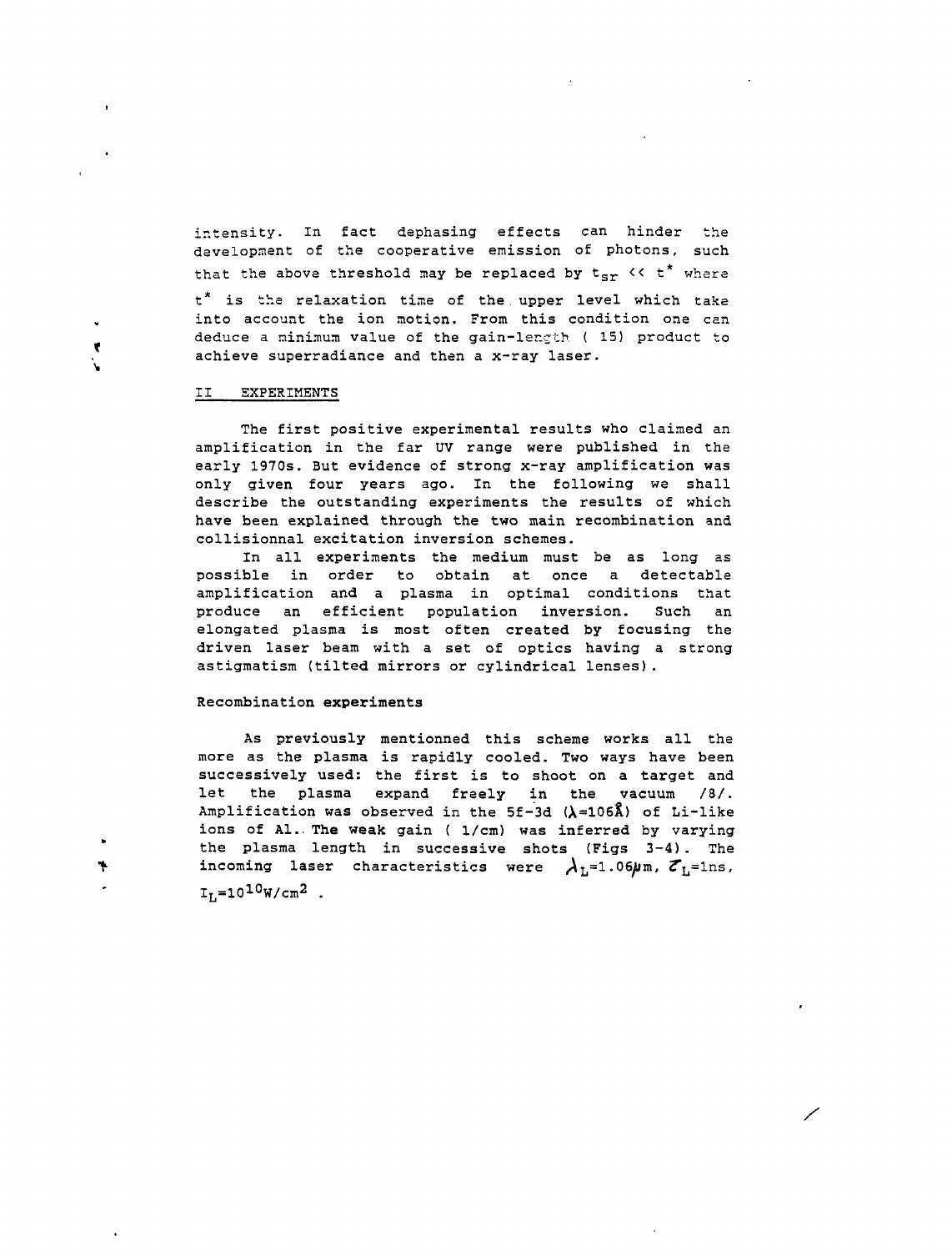intensity. In fact dephasing effects can hinder the development of the cooperative emission of photons, such that the above threshold may be replaced by $t_{sr} \ll t^*$ where $t^*$ is the relaxation time of the upper level which take into account the ion motion. From this condition one can deduce a minimum value of the gain-length ( 15) product to achieve superradiance and then a x-ray laser.

## II EXPERIMENTS

The first positive experimental results who claimed an amplification in the far UV range were published in the early 1970s. But evidence of strong x-ray amplification was only given four years ago. In the following we shall describe the outstanding experiments the results of which have been explained through the two main recombination and collisionnal excitation inversion schemes.

In all experiments the medium must be as long as possible in order to obtain at once a detectable amplification and a plasma in optimal conditions that produce an efficient population inversion. Such an elongated plasma is most often created by focusing the driven laser beam with a set of optics having a strong astigmatism (tilted mirrors or cylindrical lenses).

### Recombination experiments

As previously mentionned this scheme works all the more as the plasma is rapidly cooled. Two ways have been successively used: the first is to shoot on a target and let the plasma expand freely in the vacuum /8/. Amplification was observed in the 5f-3d ($\lambda$=106Å) of Li-like ions of Al. The weak gain ( 1/cm) was inferred by varying the plasma length in successive shots (Figs 3-4). The incoming laser characteristics were $\lambda_L$=1.06$\mu$m, $\tau_L$=1ns, $I_L$=$10^{10}$W/cm$^2$ .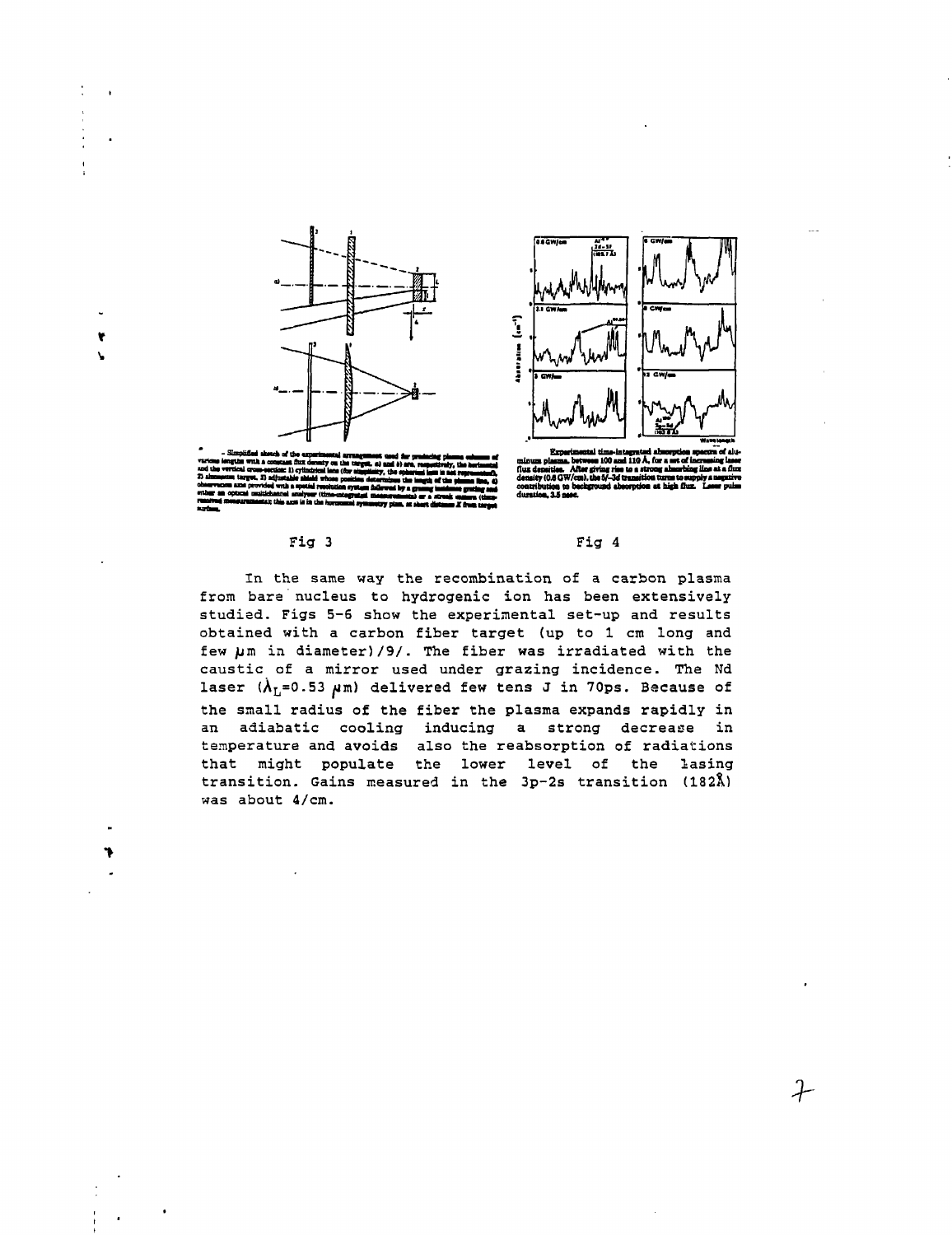- Simplified sketch of the experimental arrangement used for producing plasma columns of various lengths with a constant flux density on the target. a) and b) are, respectively, the horizontal and the vertical cross-section: 1) cylindrical lens (for simplicity, the spherical lens is not represented), 2) aluminum target, 3) adjustable shield whose position determines the length of the plasma line, 4) observation axis provided with a spatial resolution system followed by a grazing incidence grating and either an optical multichannel analyser (time-integrated measurements) or a streak camera (time-resolved measurements); this axis is in the horizontal symmetry plan, at short distance X from target surface.

Fig 3

Experimental time-integrated absorption spectra of aluminum plasma, between 100 and 110 Å, for a set of increasing laser flux densities. After giving rise to a strong absorbing line at a flux density (0.8 GW/cm), the 5f-3d transition turns to supply a negative contribution to background absorption at high flux. Laser pulse duration, 3.5 nsec.

Fig 4

In the same way the recombination of a carbon plasma from bare nucleus to hydrogenic ion has been extensively studied. Figs 5-6 show the experimental set-up and results obtained with a carbon fiber target (up to 1 cm long and few $\mu$m in diameter)/9/. The fiber was irradiated with the caustic of a mirror used under grazing incidence. The Nd laser ($\lambda_L$=0.53 $\mu$m) delivered few tens J in 70ps. Because of the small radius of the fiber the plasma expands rapidly in an adiabatic cooling inducing a strong decrease in temperature and avoids also the reabsorption of radiations that might populate the lower level of the lasing transition. Gains measured in the 3p-2s transition (182Å) was about 4/cm.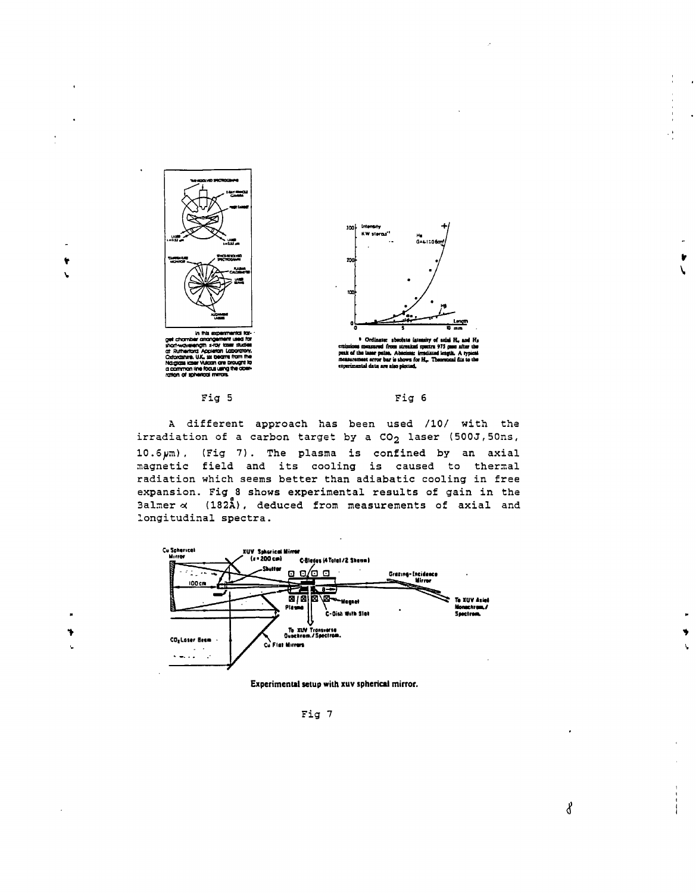In this experimental target chamber arrangement used for short-wavelength x-ray laser studies at Rutherford Appleton Laboratory, Oxfordshire, U.K., six beams from the Nd:glass laser Vulcan are brought to a common line focus using the operation of spherical mirrors.

Fig 5

Ordinate: absolute intensity of axial $H_\alpha$ and $H_\beta$ emissions measured from streaked spectra 975 psec after the peak of the laser pulse. Abscissa: irradiated length. A typical measurement error bar is shown for $H_\alpha$. Theoretical fits to the experimental data are also plotted.

Fig 6

A different approach has been used /10/ with the irradiation of a carbon target by a $CO_2$ laser (500J, 50ns, 10.6$\mu$m), (Fig 7). The plasma is confined by an axial magnetic field and its cooling is caused to thermal radiation which seems better than adiabatic cooling in free expansion. Fig 8 shows experimental results of gain in the Balmer $\alpha$ (182Å), deduced from measurements of axial and longitudinal spectra.

Experimental setup with xuv spherical mirror.

Fig 7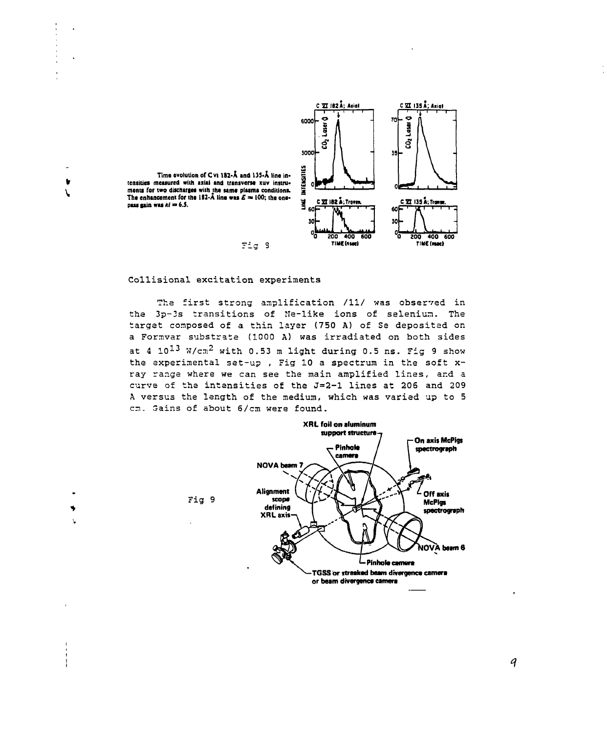Time evolution of C VI 182-Å and 135-Å line intensities measured with axial and transverse xuv instruments for two discharges with the same plasma conditions. The enhancement for the 182-Å line was $E \approx 100$; the one-pass gain was $kl = 6.5$.

Fig 8

## Collisional excitation experiments

The first strong amplification /11/ was observed in the 3p-3s transitions of Ne-like ions of selenium. The target composed of a thin layer (750 A) of Se deposited on a Formvar substrate (1000 A) was irradiated on both sides at 4 $10^{13}$ W/cm$^2$ with 0.53 m light during 0.5 ns. Fig 9 show the experimental set-up , Fig 10 a spectrum in the soft x-ray range where we can see the main amplified lines, and a curve of the intensities of the J=2-1 lines at 206 and 209 A versus the length of the medium, which was varied up to 5 cm. Gains of about 6/cm were found.

Fig 9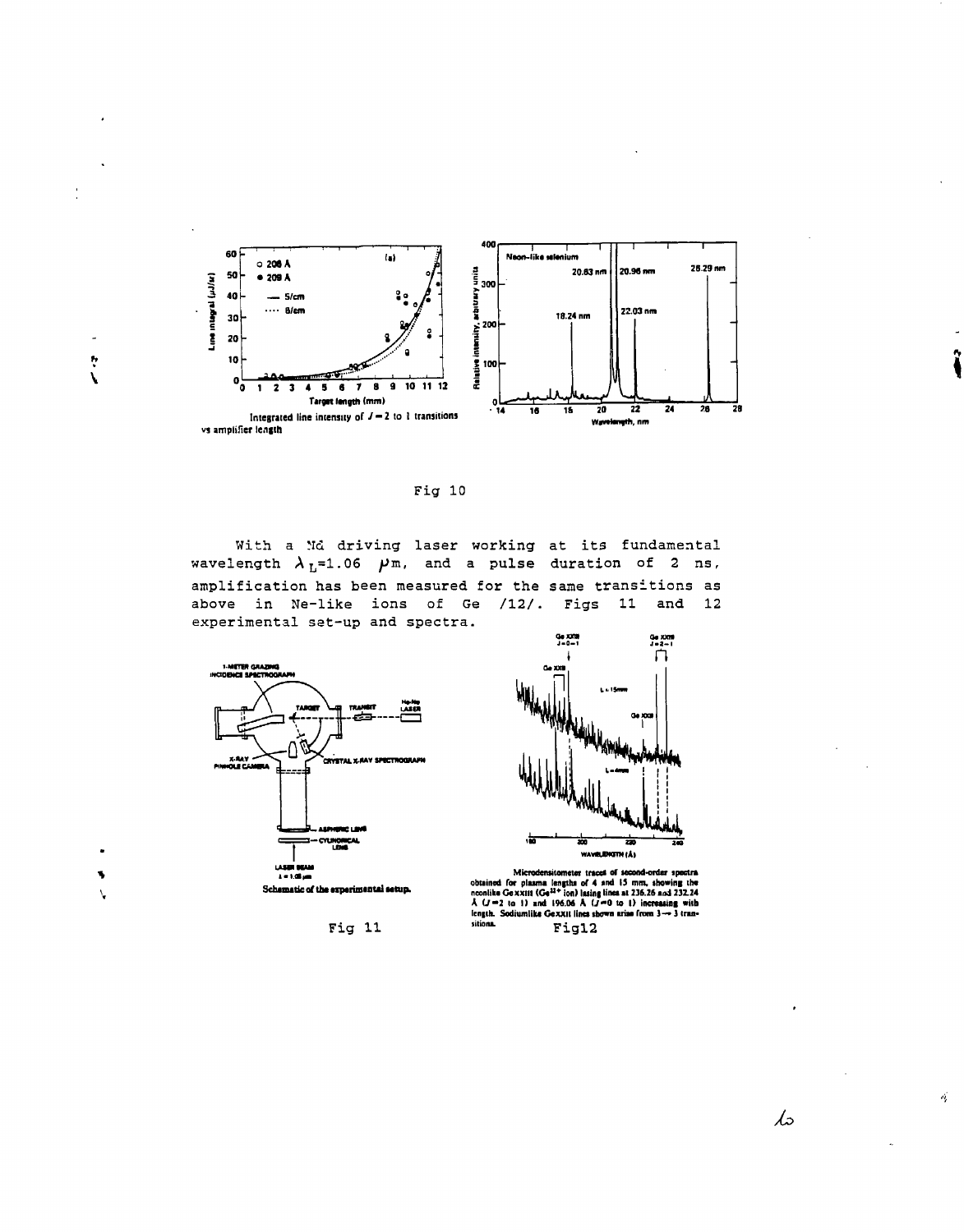Integrated line intensity of $J = 2$ to 1 transitions vs amplifier length

Fig 10

With a Nd driving laser working at its fundamental wavelength $\lambda_L$=1.06 $\mu$m, and a pulse duration of 2 ns, amplification has been measured for the same transitions as above in Ne-like ions of Ge /12/. Figs 11 and 12 experimental set-up and spectra.

Schematic of the experimental setup.

Fig 11

Microdensitometer traces of second-order spectra obtained for plasma lengths of 4 and 15 mm, showing the neonlike Ge XXIII ($Ge^{22+}$ ion) lasing lines at 236.26 and 232.24 Å ($J = 2$ to 1) and 196.06 Å ($J = 0$ to 1) increasing with length. Sodiumlike Ge XXII lines shown arise from 3 → 3 transitions.

Fig12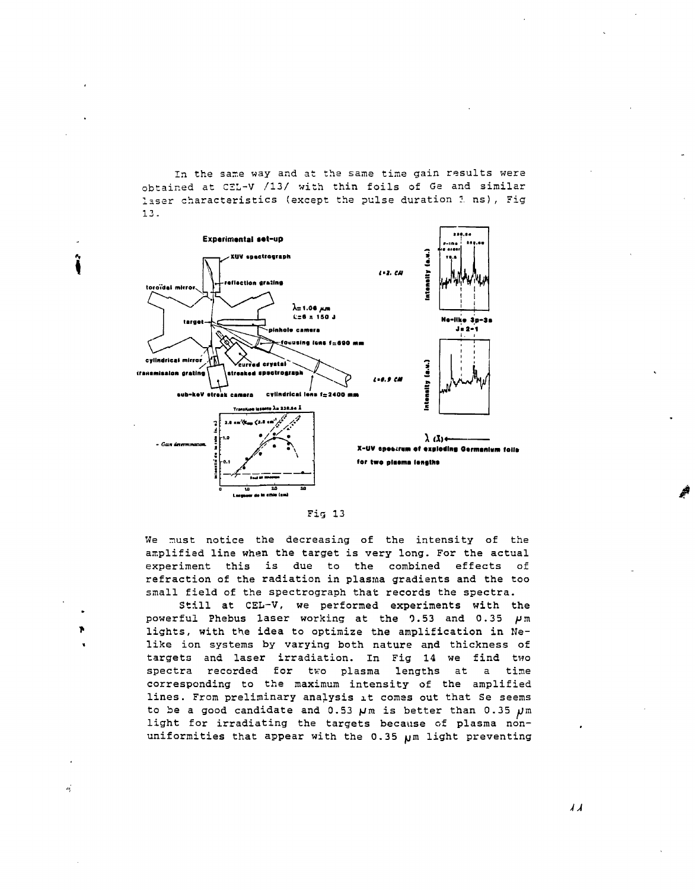In the same way and at the same time gain results were obtained at CEL-V /13/ with thin foils of Ge and similar laser characteristics (except the pulse duration 1 ns), Fig 13.

Fig 13

We must notice the decreasing of the intensity of the amplified line when the target is very long. For the actual experiment this is due to the combined effects of refraction of the radiation in plasma gradients and the too small field of the spectrograph that records the spectra.

Still at CEL-V, we performed experiments with the powerful Phebus laser working at the 0.53 and 0.35 μm lights, with the idea to optimize the amplification in Ne-like ion systems by varying both nature and thickness of targets and laser irradiation. In Fig 14 we find two spectra recorded for two plasma lengths at a time corresponding to the maximum intensity of the amplified lines. From preliminary analysis it comes out that Se seems to be a good candidate and 0.53 μm is better than 0.35 μm light for irradiating the targets because of plasma non-uniformities that appear with the 0.35 μm light preventing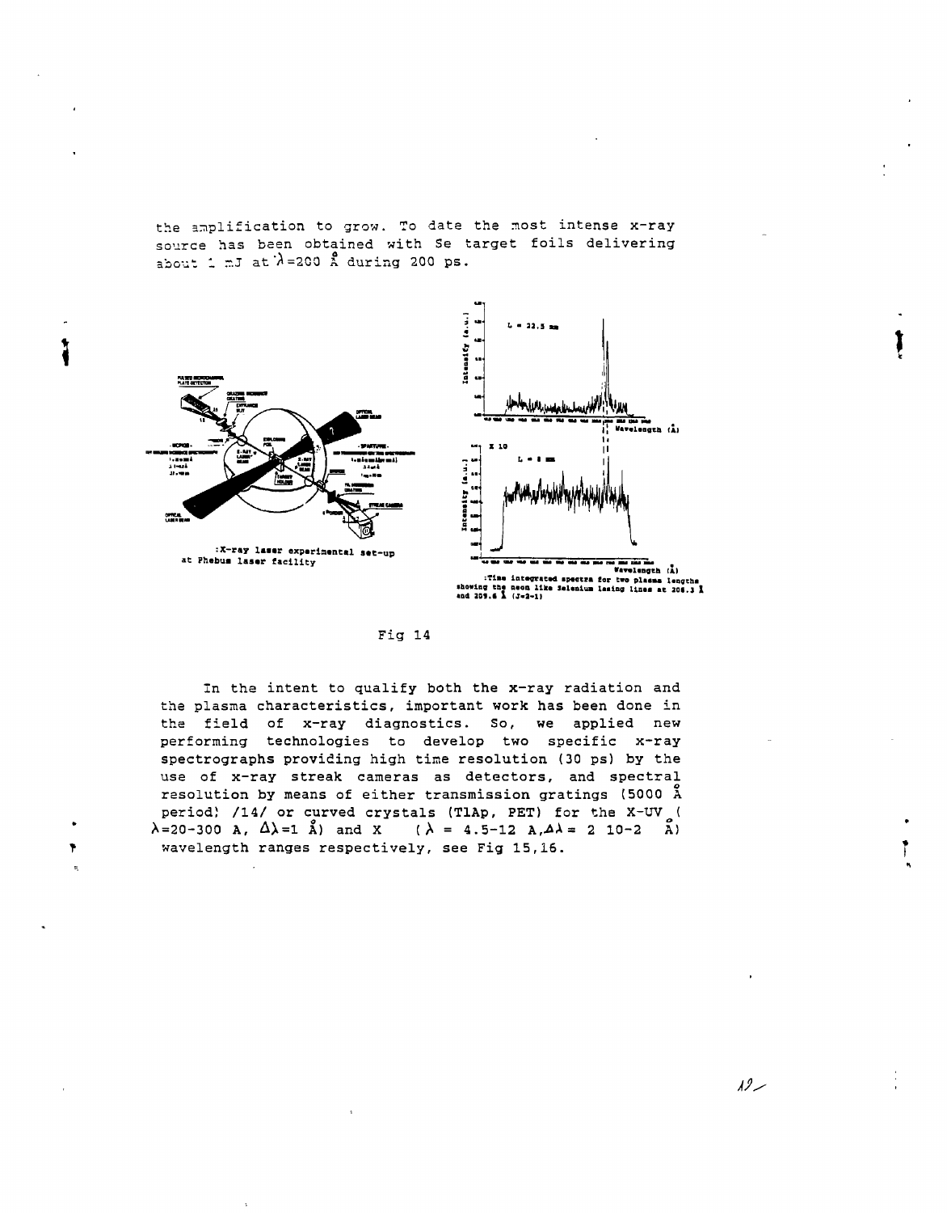the amplification to grow. To date the most intense x-ray source has been obtained with Se target foils delivering about 1 mJ at $\lambda$=200 Å during 200 ps.

:X-ray laser experimental set-up at Phebus laser facility

:Time integrated spectra for two plasma lengths showing the neon like Selenium lasing lines at 206.3 Å and 209.6 Å (J=2-1)

Fig 14

In the intent to qualify both the x-ray radiation and the plasma characteristics, important work has been done in the field of x-ray diagnostics. So, we applied new performing technologies to develop two specific x-ray spectrographs providing high time resolution (30 ps) by the use of x-ray streak cameras as detectors, and spectral resolution by means of either transmission gratings (5000 Å period) /14/ or curved crystals (TlAp, PET) for the X-UV ($\lambda$=20-300 A, $\Delta\lambda$=1 Å) and X ($\lambda$ = 4.5-12 A, $\Delta\lambda$ = 2 10-2 Å) wavelength ranges respectively, see Fig 15,16.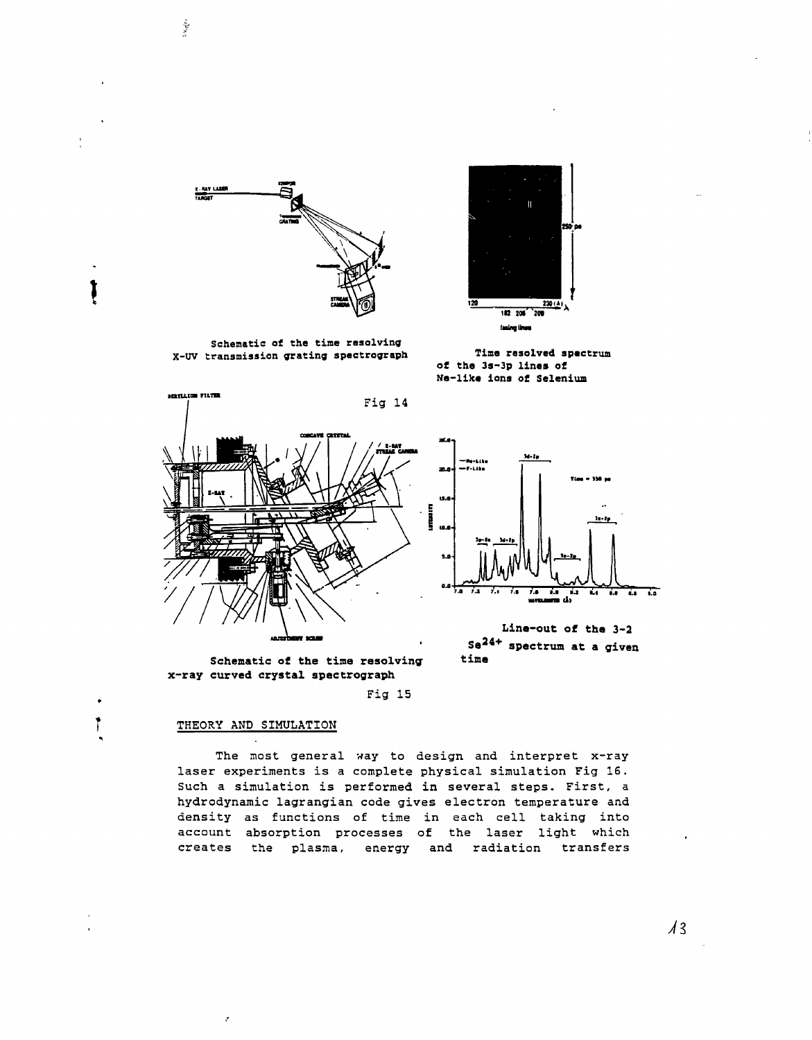Schematic of the time resolving X-UV transmission grating spectrograph

Time resolved spectrum of the 3s-3p lines of Ne-like ions of Selenium

Fig 14

Schematic of the time resolving x-ray curved crystal spectrograph

Line-out of the 3-2 $Se^{24+}$ spectrum at a given time

Fig 15

## THEORY AND SIMULATION

The most general way to design and interpret x-ray laser experiments is a complete physical simulation Fig 16. Such a simulation is performed in several steps. First, a hydrodynamic lagrangian code gives electron temperature and density as functions of time in each cell taking into account absorption processes of the laser light which creates the plasma, energy and radiation transfers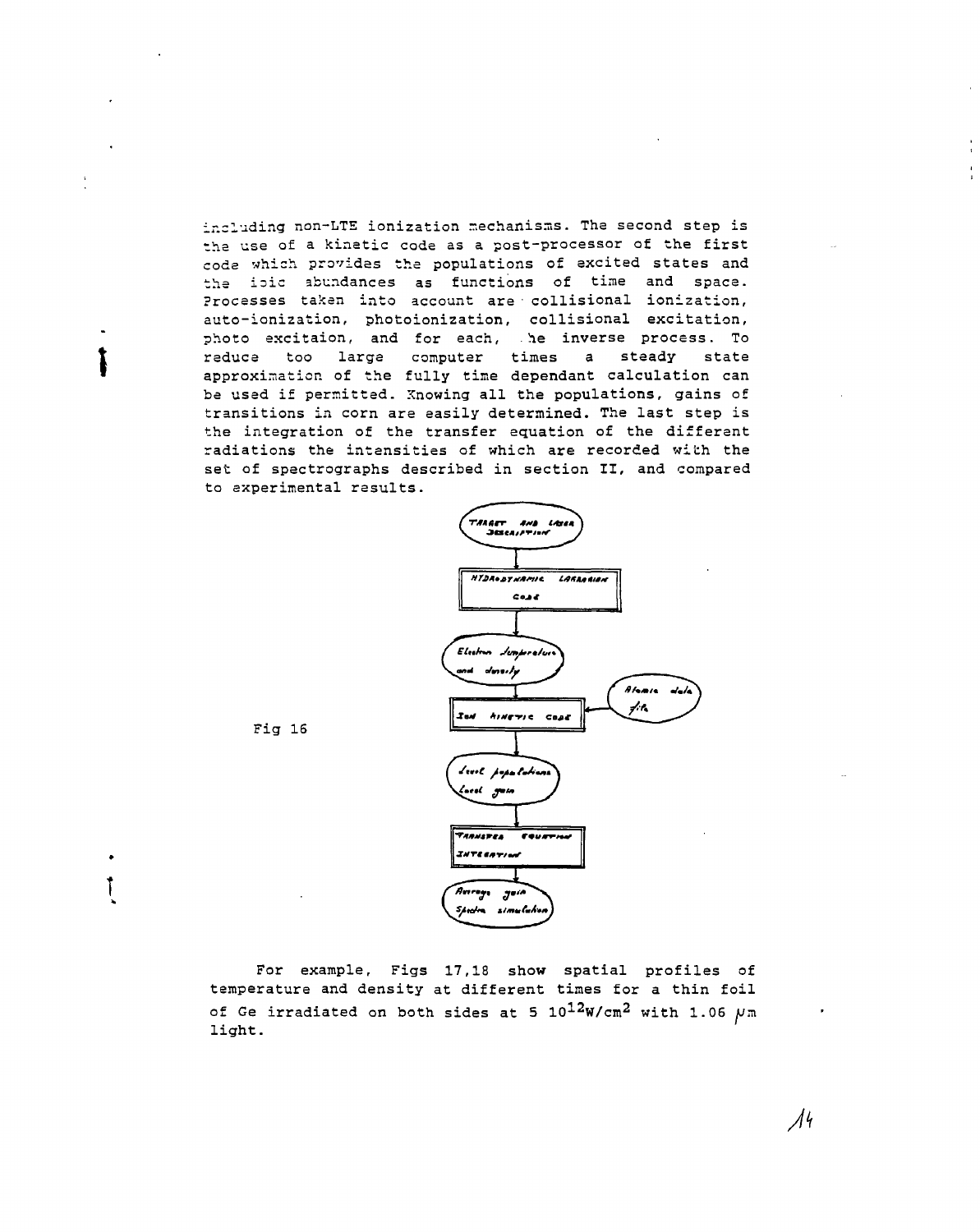including non-LTE ionization mechanisms. The second step is the use of a kinetic code as a post-processor of the first code which provides the populations of excited states and the ioic abundances as functions of time and space. Processes taken into account are collisional ionization, auto-ionization, photoionization, collisional excitation, photo excitaion, and for each, the inverse process. To reduce too large computer times a steady state approximation of the fully time dependant calculation can be used if permitted. Knowing all the populations, gains of transitions in corn are easily determined. The last step is the integration of the transfer equation of the different radiations the intensities of which are recorded with the set of spectrographs described in section II, and compared to experimental results.

```
        ( TARGET AND LASER DESCRIPTION )
                      |
                      v
        [ HYDRODYNAMIC LAGRANGIAN CODE ]
                      |
                      v
        ( Electron temperature and density )
                      |
                      v
        [ Ion KINETIC CODE ]  <---- ( Atomic data file )
                      |
                      v
        ( Level populations  Local gain )
                      |
                      v
        [ TRANSFER EQUATION INTEGRATION ]
                      |
                      v
        ( Average gain  Spectra simulation )
```

Fig 16

For example, Figs 17,18 show spatial profiles of temperature and density at different times for a thin foil of Ge irradiated on both sides at 5 $10^{12}$W/cm$^2$ with 1.06 $\mu$m light.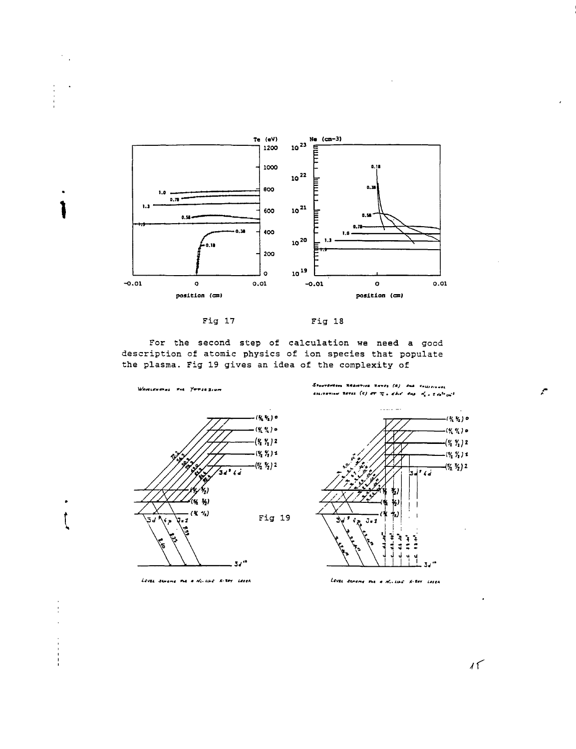Fig 17

Fig 18

For the second step of calculation we need a good description of atomic physics of ion species that populate the plasma. Fig 19 gives an idea of the complexity of

Fig 19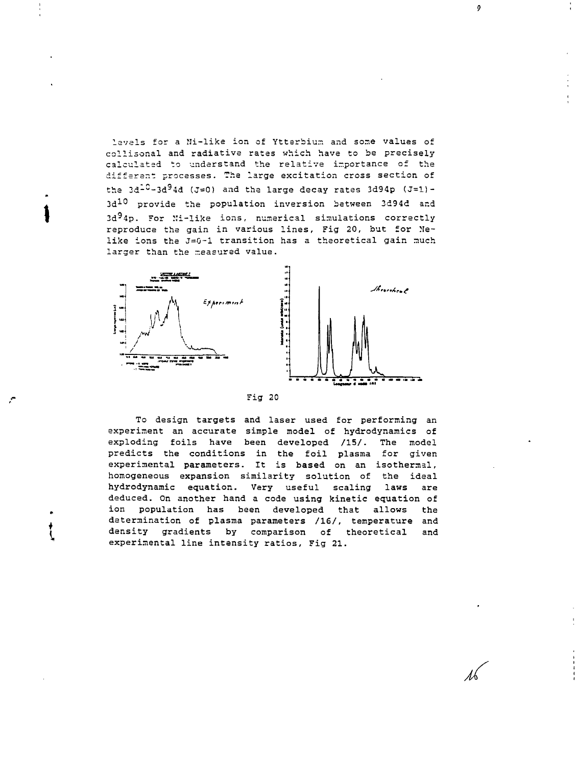levels for a Ni-like ion of Ytterbium and some values of collisonal and radiative rates which have to be precisely calculated to understand the relative importance of the different processes. The large excitation cross section of the $3d^{10}$-$3d^9 4d$ (J=0) and the large decay rates 3d94p (J=1)-$3d^{10}$ provide the population inversion between 3d94d and $3d^9 4p$. For Ni-like ions, numerical simulations correctly reproduce the gain in various lines, Fig 20, but for Ne-like ions the J=0-1 transition has a theoretical gain much larger than the measured value.

Fig 20

To design targets and laser used for performing an experiment an accurate simple model of hydrodynamics of exploding foils have been developed /15/. The model predicts the conditions in the foil plasma for given experimental parameters. It is based on an isothermal, homogeneous expansion similarity solution of the ideal hydrodynamic equation. Very useful scaling laws are deduced. On another hand a code using kinetic equation of ion population has been developed that allows the determination of plasma parameters /16/, temperature and density gradients by comparison of theoretical and experimental line intensity ratios, Fig 21.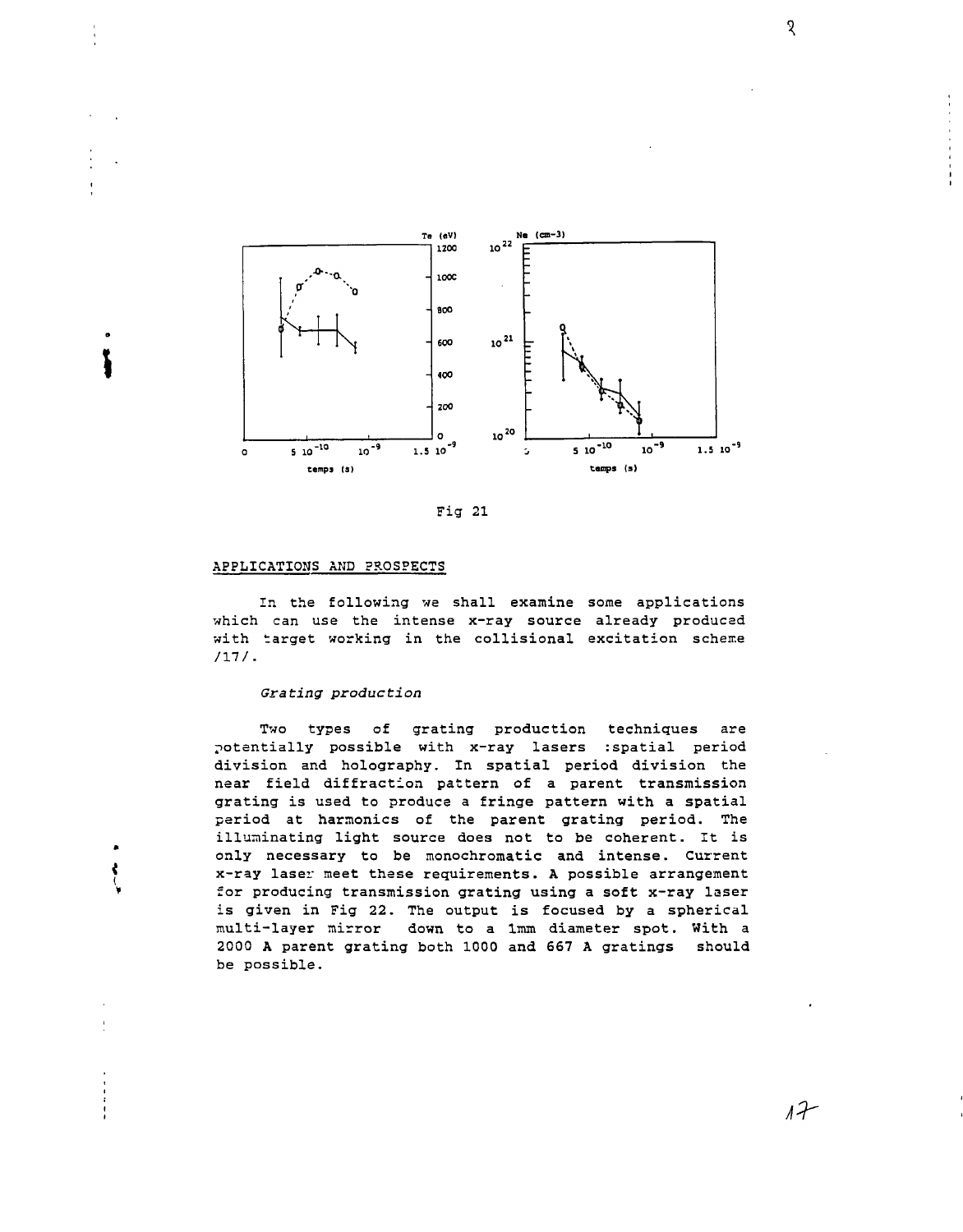Fig 21

APPLICATIONS AND PROSPECTS

In the following we shall examine some applications which can use the intense x-ray source already produced with target working in the collisional excitation scheme /17/.

*Grating production*

Two types of grating production techniques are potentially possible with x-ray lasers :spatial period division and holography. In spatial period division the near field diffraction pattern of a parent transmission grating is used to produce a fringe pattern with a spatial period at harmonics of the parent grating period. The illuminating light source does not to be coherent. It is only necessary to be monochromatic and intense. Current x-ray laser meet these requirements. A possible arrangement for producing transmission grating using a soft x-ray laser is given in Fig 22. The output is focused by a spherical multi-layer mirror down to a 1mm diameter spot. With a 2000 A parent grating both 1000 and 667 A gratings should be possible.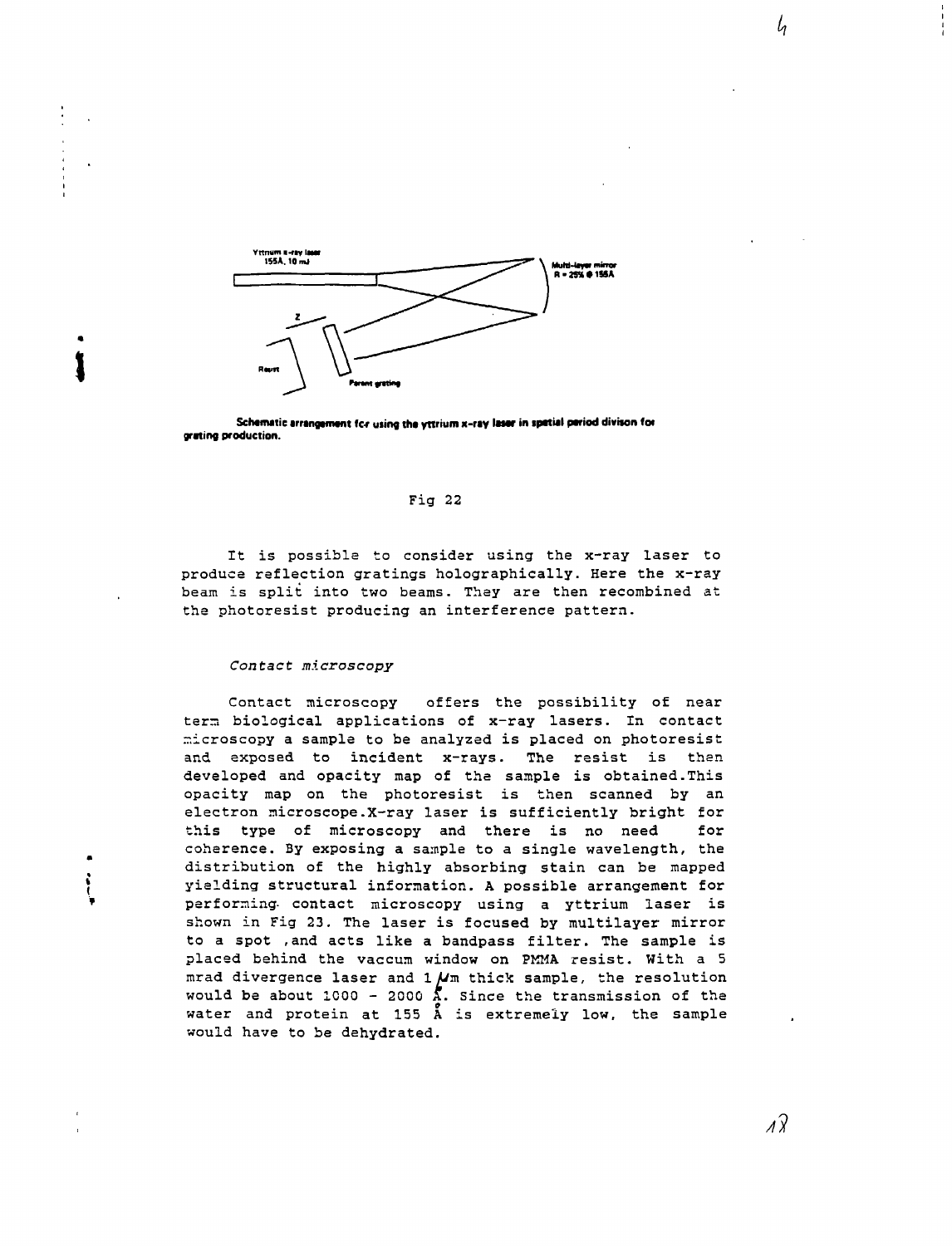Yttrium x-ray laser 155Å, 10 mJ

Multi-layer mirror R = 25% @ 155Å

Resist

Parent grating

Schematic arrangement for using the yttrium x-ray laser in spatial period divison for grating production.

Fig 22

It is possible to consider using the x-ray laser to produce reflection gratings holographically. Here the x-ray beam is split into two beams. They are then recombined at the photoresist producing an interference pattern.

*Contact microscopy*

Contact microscopy offers the possibility of near term biological applications of x-ray lasers. In contact microscopy a sample to be analyzed is placed on photoresist and exposed to incident x-rays. The resist is then developed and opacity map of the sample is obtained.This opacity map on the photoresist is then scanned by an electron microscope.X-ray laser is sufficiently bright for this type of microscopy and there is no need for coherence. By exposing a sample to a single wavelength, the distribution of the highly absorbing stain can be mapped yielding structural information. A possible arrangement for performing contact microscopy using a yttrium laser is shown in Fig 23. The laser is focused by multilayer mirror to a spot ,and acts like a bandpass filter. The sample is placed behind the vaccum window on PMMA resist. With a 5 mrad divergence laser and 1 $\mu$m thick sample, the resolution would be about 1000 - 2000 Å. Since the transmission of the water and protein at 155 Å is extremely low, the sample would have to be dehydrated.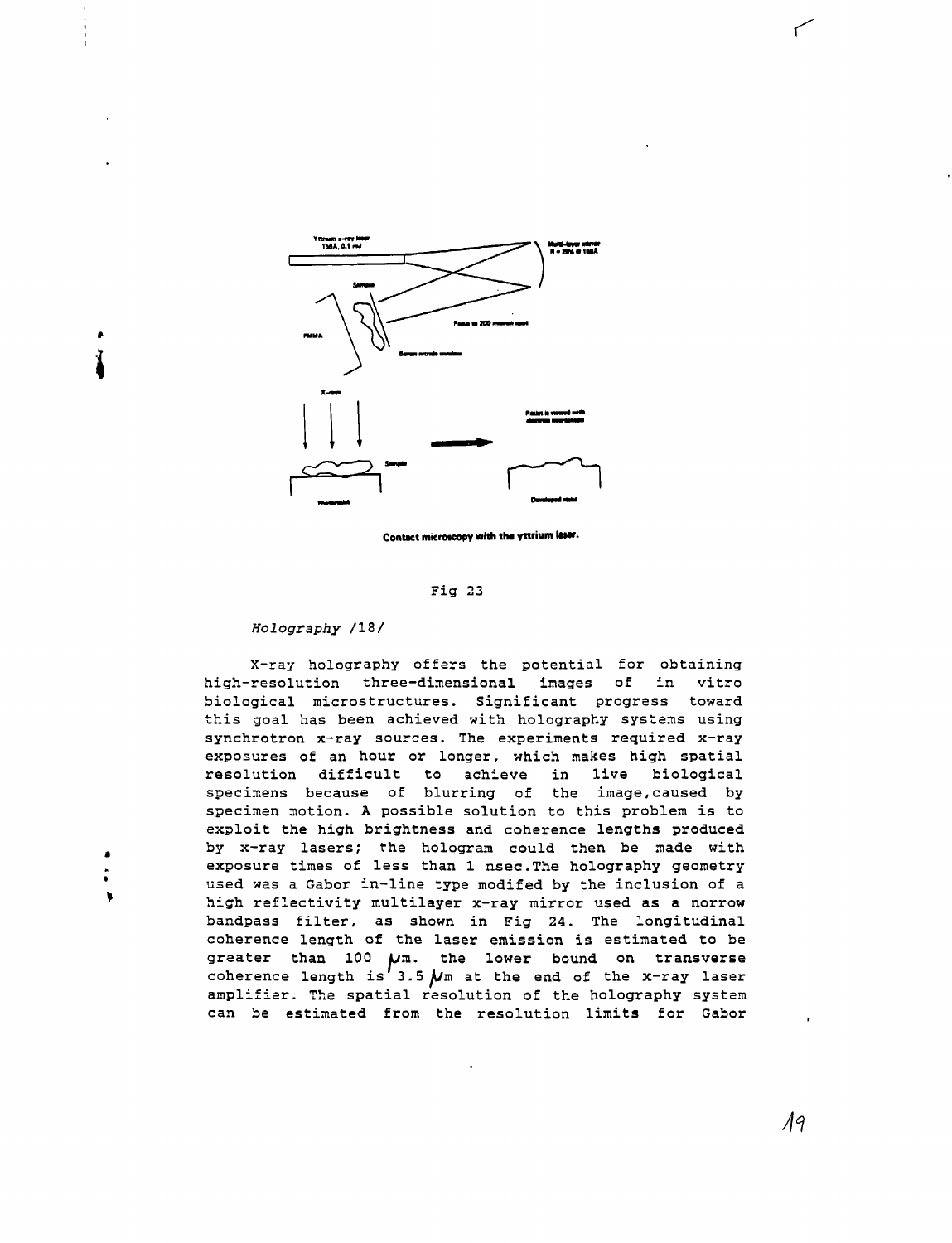Contact microscopy with the yttrium laser.

Fig 23

*Holography /18/*

X-ray holography offers the potential for obtaining high-resolution three-dimensional images of in vitro biological microstructures. Significant progress toward this goal has been achieved with holography systems using synchrotron x-ray sources. The experiments required x-ray exposures of an hour or longer, which makes high spatial resolution difficult to achieve in live biological specimens because of blurring of the image, caused by specimen motion. A possible solution to this problem is to exploit the high brightness and coherence lengths produced by x-ray lasers; the hologram could then be made with exposure times of less than 1 nsec. The holography geometry used was a Gabor in-line type modifed by the inclusion of a high reflectivity multilayer x-ray mirror used as a norrow bandpass filter, as shown in Fig 24. The longitudinal coherence length of the laser emission is estimated to be greater than 100 $\mu$m. the lower bound on transverse coherence length is 3.5 $\mu$m at the end of the x-ray laser amplifier. The spatial resolution of the holography system can be estimated from the resolution limits for Gabor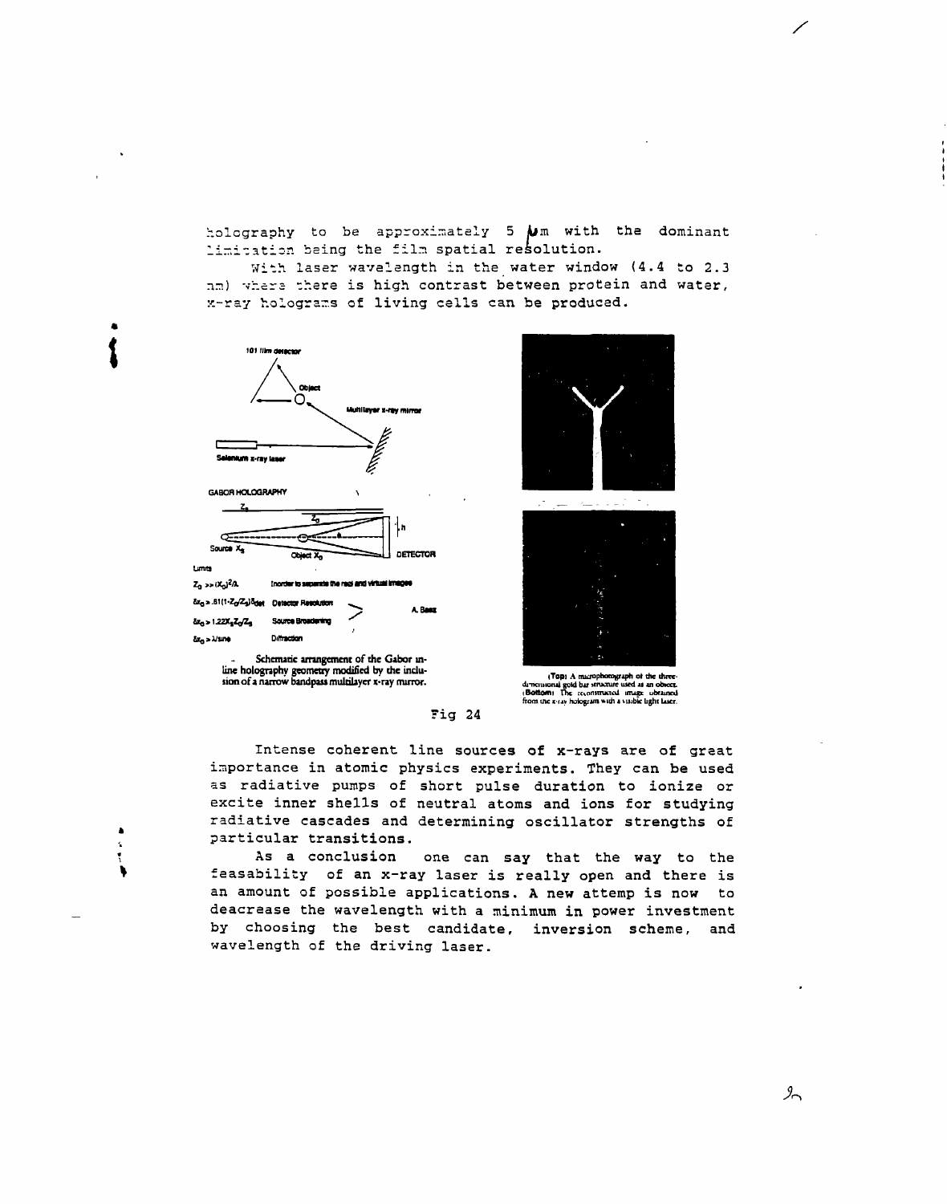holography to be approximately 5 μm with the dominant limitation being the film spatial resolution.

With laser wavelength in the water window (4.4 to 2.3 nm) where there is high contrast between protein and water, x-ray holograms of living cells can be produced.

101 film detector

Object

Multilayer x-ray mirror

Selenium x-ray laser

GABOR HOLOGRAPHY

$Z_s$

$Z_o$

h

Source $X_s$

Object $X_o$

DETECTOR

Limits

$Z_o >> (X_o)^2/\lambda$ (In order to separate the real and virtual images)

$\delta x_o > .61(1-Z_o/Z_s)\delta_{det}$ Detector Resolution

$\delta x_o > 1.22 X_s Z_o/Z_s$ Source Broadening

$\delta x_o > \lambda/\sin\theta$ Diffraction

A. Bass

Schematic arrangement of the Gabor in-line holography geometry modified by the inclusion of a narrow bandpass multilayer x-ray mirror.

(Top) A microphotograph of the three-dimensional gold bar structure used as an object. (Bottom) The reconstructed image obtained from the x-ray hologram with a visible light laser.

Fig 24

Intense coherent line sources of x-rays are of great importance in atomic physics experiments. They can be used as radiative pumps of short pulse duration to ionize or excite inner shells of neutral atoms and ions for studying radiative cascades and determining oscillator strengths of particular transitions.

As a conclusion one can say that the way to the feasability of an x-ray laser is really open and there is an amount of possible applications. A new attemp is now to deacrease the wavelength with a minimum in power investment by choosing the best candidate, inversion scheme, and wavelength of the driving laser.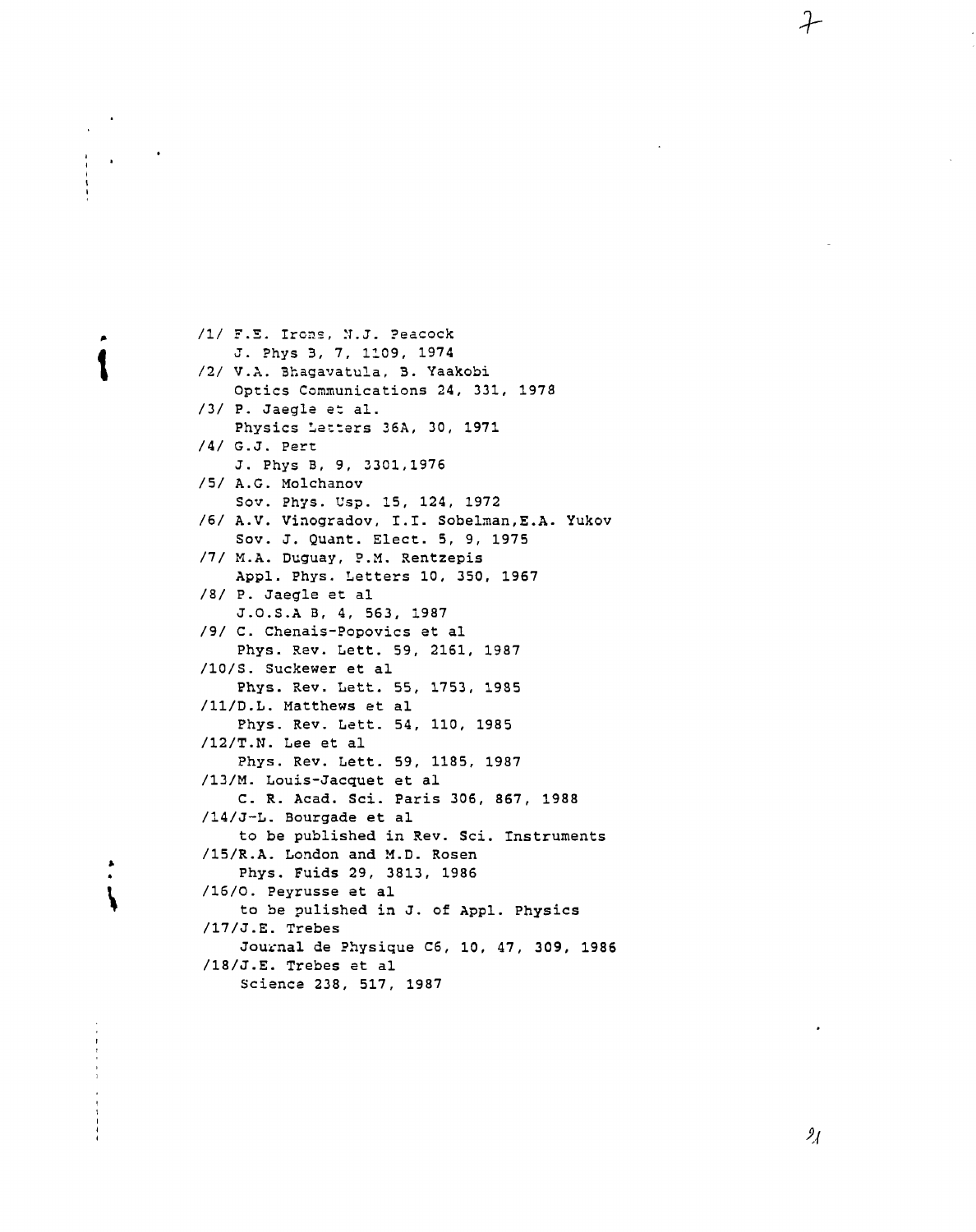/1/ F.E. Irons, N.J. Peacock
J. Phys B, 7, 1109, 1974

/2/ V.A. Bhagavatula, B. Yaakobi
Optics Communications 24, 331, 1978

/3/ P. Jaegle et al.
Physics Letters 36A, 30, 1971

/4/ G.J. Pert
J. Phys B, 9, 3301,1976

/5/ A.G. Molchanov
Sov. Phys. Usp. 15, 124, 1972

/6/ A.V. Vinogradov, I.I. Sobelman,E.A. Yukov
Sov. J. Quant. Elect. 5, 9, 1975

/7/ M.A. Duguay, P.M. Rentzepis
Appl. Phys. Letters 10, 350, 1967

/8/ P. Jaegle et al
J.O.S.A B, 4, 563, 1987

/9/ C. Chenais-Popovics et al
Phys. Rev. Lett. 59, 2161, 1987

/10/S. Suckewer et al
Phys. Rev. Lett. 55, 1753, 1985

/11/D.L. Matthews et al
Phys. Rev. Lett. 54, 110, 1985

/12/T.N. Lee et al
Phys. Rev. Lett. 59, 1185, 1987

/13/M. Louis-Jacquet et al
C. R. Acad. Sci. Paris 306, 867, 1988

/14/J-L. Bourgade et al
to be published in Rev. Sci. Instruments

/15/R.A. London and M.D. Rosen
Phys. Fuids 29, 3813, 1986

/16/O. Peyrusse et al
to be pulished in J. of Appl. Physics

/17/J.E. Trebes
Journal de Physique C6, 10, 47, 309, 1986

/18/J.E. Trebes et al
Science 238, 517, 1987